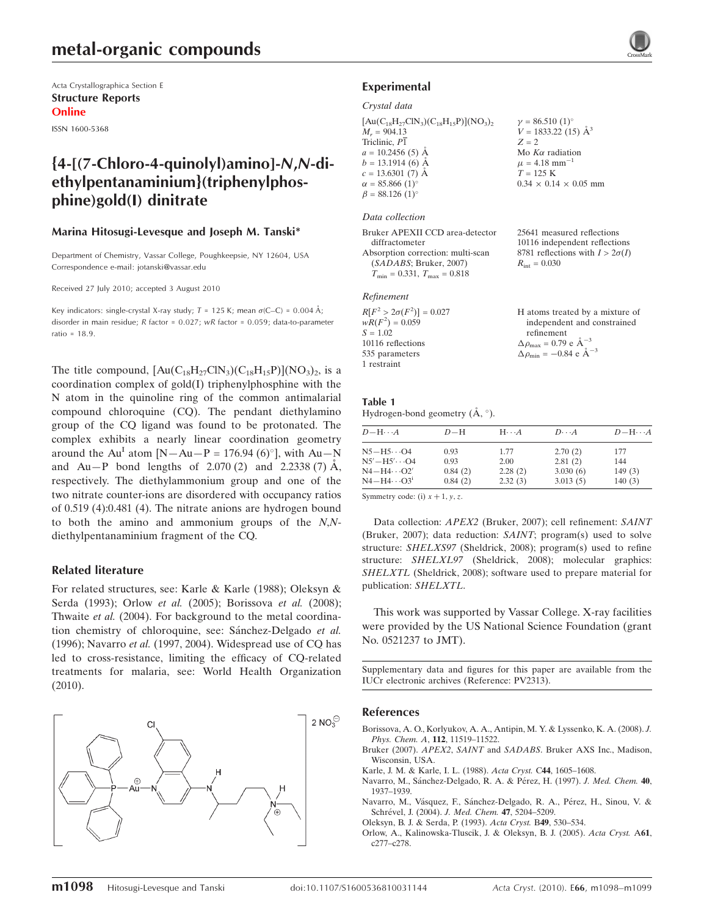Acta Crystallographica Section E

**Structure Reports Online**

ISSN 1600-5368

# {4-[(7-Chloro-4-quinolyl)amino]-*N*,*N*-diethylpentanaminium}(triphenylphosphine)gold(I) dinitrate

**Marina Hitosugi-Levesque and Joseph M. Tanski***

Department of Chemistry, Vassar College, Poughkeepsie, NY 12604, USA
Correspondence e-mail: jotanski@vassar.edu

Received 27 July 2010; accepted 3 August 2010

Key indicators: single-crystal X-ray study; $T = 125$ K; mean $\sigma$(C–C) = 0.004 Å; disorder in main residue; $R$ factor = 0.027; $wR$ factor = 0.059; data-to-parameter ratio = 18.9.

The title compound, $[Au(C_{18}H_{27}ClN_3)(C_{18}H_{15}P)](NO_3)_2$, is a coordination complex of gold(I) triphenylphosphine with the N atom in the quinoline ring of the common antimalarial compound chloroquine (CQ). The pendant diethylamino group of the CQ ligand was found to be protonated. The complex exhibits a nearly linear coordination geometry around the Au[I] atom [N—Au—P = 176.94 (6)°], with Au—N and Au—P bond lengths of 2.070 (2) and 2.2338 (7) Å, respectively. The diethylammonium group and one of the two nitrate counter-ions are disordered with occupancy ratios of 0.519 (4):0.481 (4). The nitrate anions are hydrogen bound to both the amino and ammonium groups of the *N*,*N*-diethylpentanaminium fragment of the CQ.

## Related literature

For related structures, see: Karle & Karle (1988); Oleksyn & Serda (1993); Orlow *et al.* (2005); Borissova *et al.* (2008); Thwaite *et al.* (2004). For background to the metal coordination chemistry of chloroquine, see: Sánchez-Delgado *et al.* (1996); Navarro *et al.* (1997, 2004). Widespread use of CQ has led to cross-resistance, limiting the efficacy of CQ-related treatments for malaria, see: World Health Organization (2010).

## Experimental

### Crystal data

$[Au(C_{18}H_{27}ClN_3)(C_{18}H_{15}P)](NO_3)_2$
$M_r = 904.13$
Triclinic, $P\bar{1}$
$a = 10.2456$ (5) Å
$b = 13.1914$ (6) Å
$c = 13.6301$ (7) Å
$\alpha = 85.866$ (1)°
$\beta = 88.126$ (1)°
$\gamma = 86.510$ (1)°
$V = 1833.22$ (15) Å$^3$
$Z = 2$
Mo $K\alpha$ radiation
$\mu = 4.18$ mm$^{-1}$
$T = 125$ K
$0.34 \times 0.14 \times 0.05$ mm

### Data collection

Bruker APEXII CCD area-detector diffractometer
Absorption correction: multi-scan (*SADABS*; Bruker, 2007)
$T_{min} = 0.331$, $T_{max} = 0.818$
25641 measured reflections
10116 independent reflections
8781 reflections with $I > 2\sigma(I)$
$R_{int} = 0.030$

### Refinement

$R[F^2 > 2\sigma(F^2)] = 0.027$
$wR(F^2) = 0.059$
$S = 1.02$
10116 reflections
535 parameters
1 restraint
H atoms treated by a mixture of independent and constrained refinement
$\Delta\rho_{max} = 0.79$ e Å$^{-3}$
$\Delta\rho_{min} = -0.84$ e Å$^{-3}$

**Table 1**
Hydrogen-bond geometry (Å, °).

| $D$—H···$A$ | $D$—H | H···$A$ | $D$···$A$ | $D$—H···$A$ |
|---|---|---|---|---|
| N5—H5···O4 | 0.93 | 1.77 | 2.70 (2) | 177 |
| N5′—H5′···O4 | 0.93 | 2.00 | 2.81 (2) | 144 |
| N4—H4···O2′ | 0.84 (2) | 2.28 (2) | 3.030 (6) | 149 (3) |
| N4—H4···O3$^{i}$ | 0.84 (2) | 2.32 (3) | 3.013 (5) | 140 (3) |

Symmetry code: (i) $x + 1, y, z$.

Data collection: *APEX2* (Bruker, 2007); cell refinement: *SAINT* (Bruker, 2007); data reduction: *SAINT*; program(s) used to solve structure: *SHELXS97* (Sheldrick, 2008); program(s) used to refine structure: *SHELXL97* (Sheldrick, 2008); molecular graphics: *SHELXTL* (Sheldrick, 2008); software used to prepare material for publication: *SHELXTL*.

This work was supported by Vassar College. X-ray facilities were provided by the US National Science Foundation (grant No. 0521237 to JMT).

Supplementary data and figures for this paper are available from the IUCr electronic archives (Reference: PV2313).

## References

Borissova, A. O., Korlyukov, A. A., Antipin, M. Y. & Lyssenko, K. A. (2008). *J. Phys. Chem. A*, **112**, 11519–11522.
Bruker (2007). *APEX2*, *SAINT* and *SADABS*. Bruker AXS Inc., Madison, Wisconsin, USA.
Karle, J. M. & Karle, I. L. (1988). *Acta Cryst.* C**44**, 1605–1608.
Navarro, M., Sánchez-Delgado, R. A. & Pérez, H. (1997). *J. Med. Chem.* **40**, 1937–1939.
Navarro, M., Vásquez, F., Sánchez-Delgado, R. A., Pérez, H., Sinou, V. & Schrével, J. (2004). *J. Med. Chem.* **47**, 5204–5209.
Oleksyn, B. J. & Serda, P. (1993). *Acta Cryst.* B**49**, 530–534.
Orlow, A., Kalinowska-Tluscik, J. & Oleksyn, B. J. (2005). *Acta Cryst.* A**61**, c277–c278.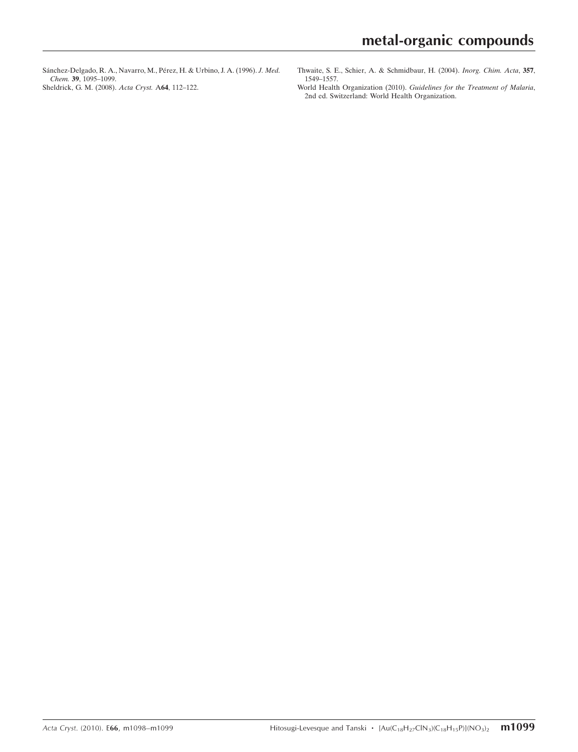Sánchez-Delgado, R. A., Navarro, M., Pérez, H. & Urbino, J. A. (1996). *J. Med. Chem.* **39**, 1095–1099.

Sheldrick, G. M. (2008). *Acta Cryst.* A**64**, 112–122.

Thwaite, S. E., Schier, A. & Schmidbaur, H. (2004). *Inorg. Chim. Acta*, **357**, 1549–1557.

World Health Organization (2010). *Guidelines for the Treatment of Malaria*, 2nd ed. Switzerland: World Health Organization.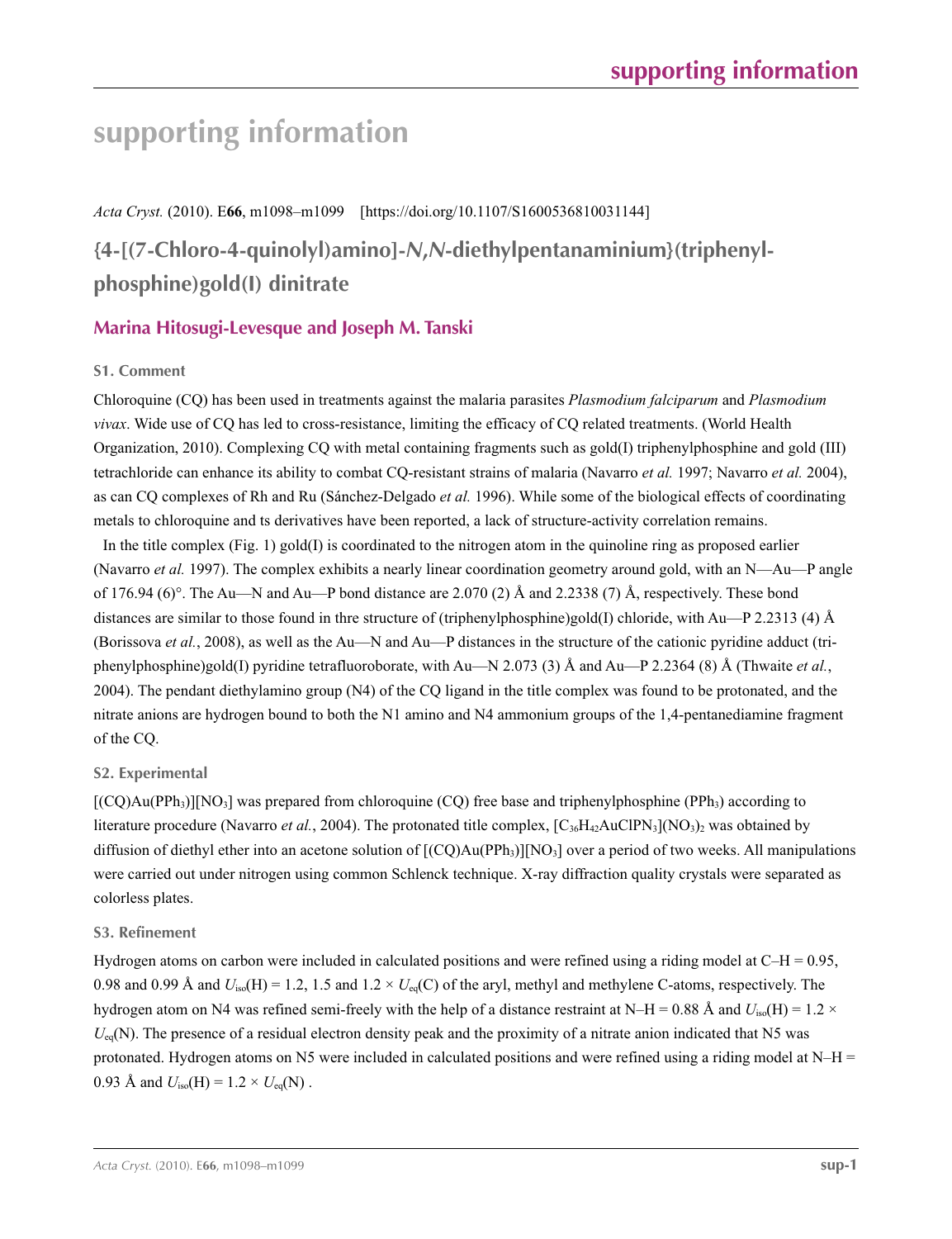# supporting information

*Acta Cryst.* (2010). E**66**, m1098–m1099    [https://doi.org/10.1107/S1600536810031144]

## {4-[(7-Chloro-4-quinolyl)amino]-*N*,*N*-diethylpentanaminium}(triphenylphosphine)gold(I) dinitrate

### Marina Hitosugi-Levesque and Joseph M. Tanski

#### S1. Comment

Chloroquine (CQ) has been used in treatments against the malaria parasites *Plasmodium falciparum* and *Plasmodium vivax*. Wide use of CQ has led to cross-resistance, limiting the efficacy of CQ related treatments. (World Health Organization, 2010). Complexing CQ with metal containing fragments such as gold(I) triphenylphosphine and gold (III) tetrachloride can enhance its ability to combat CQ-resistant strains of malaria (Navarro *et al.* 1997; Navarro *et al.* 2004), as can CQ complexes of Rh and Ru (Sánchez-Delgado *et al.* 1996). While some of the biological effects of coordinating metals to chloroquine and ts derivatives have been reported, a lack of structure-activity correlation remains.

In the title complex (Fig. 1) gold(I) is coordinated to the nitrogen atom in the quinoline ring as proposed earlier (Navarro *et al.* 1997). The complex exhibits a nearly linear coordination geometry around gold, with an N—Au—P angle of 176.94 (6)°. The Au—N and Au—P bond distance are 2.070 (2) Å and 2.2338 (7) Å, respectively. These bond distances are similar to those found in thre structure of (triphenylphosphine)gold(I) chloride, with Au—P 2.2313 (4) Å (Borissova *et al.*, 2008), as well as the Au—N and Au—P distances in the structure of the cationic pyridine adduct (triphenylphosphine)gold(I) pyridine tetrafluoroborate, with Au—N 2.073 (3) Å and Au—P 2.2364 (8) Å (Thwaite *et al.*, 2004). The pendant diethylamino group (N4) of the CQ ligand in the title complex was found to be protonated, and the nitrate anions are hydrogen bound to both the N1 amino and N4 ammonium groups of the 1,4-pentanediamine fragment of the CQ.

#### S2. Experimental

$[(CQ)Au(PPh_3)][NO_3]$ was prepared from chloroquine (CQ) free base and triphenylphosphine ($PPh_3$) according to literature procedure (Navarro *et al.*, 2004). The protonated title complex, $[C_{36}H_{42}AuClPN_3](NO_3)_2$ was obtained by diffusion of diethyl ether into an acetone solution of $[(CQ)Au(PPh_3)][NO_3]$ over a period of two weeks. All manipulations were carried out under nitrogen using common Schlenck technique. X-ray diffraction quality crystals were separated as colorless plates.

#### S3. Refinement

Hydrogen atoms on carbon were included in calculated positions and were refined using a riding model at C–H = 0.95, 0.98 and 0.99 Å and $U_{iso}(H)$ = 1.2, 1.5 and 1.2 × $U_{eq}(C)$ of the aryl, methyl and methylene C-atoms, respectively. The hydrogen atom on N4 was refined semi-freely with the help of a distance restraint at N–H = 0.88 Å and $U_{iso}(H)$ = 1.2 × $U_{eq}(N)$. The presence of a residual electron density peak and the proximity of a nitrate anion indicated that N5 was protonated. Hydrogen atoms on N5 were included in calculated positions and were refined using a riding model at N–H = 0.93 Å and $U_{iso}(H)$ = 1.2 × $U_{eq}(N)$ .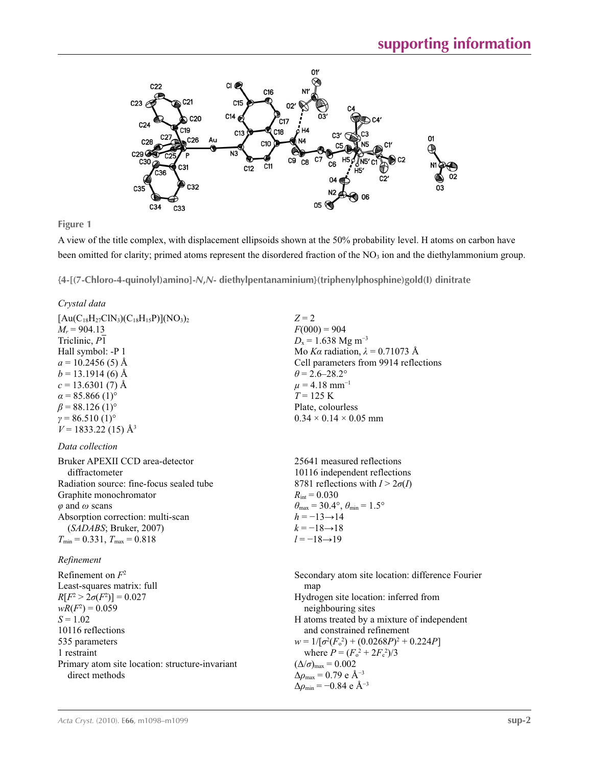**Figure 1**

A view of the title complex, with displacement ellipsoids shown at the 50% probability level. H atoms on carbon have been omitted for clarity; primed atoms represent the disordered fraction of the $NO_3$ ion and the diethylammonium group.

## {4-[(7-Chloro-4-quinolyl)amino]-*N*,*N*- diethylpentanaminium}(triphenylphosphine)gold(I) dinitrate

### *Crystal data*

$[Au(C_{18}H_{27}ClN_3)(C_{18}H_{15}P)](NO_3)_2$
$M_r = 904.13$
Triclinic, $P\overline{1}$
Hall symbol: -P 1
$a = 10.2456$ (5) Å
$b = 13.1914$ (6) Å
$c = 13.6301$ (7) Å
$\alpha = 85.866$ (1)°
$\beta = 88.126$ (1)°
$\gamma = 86.510$ (1)°
$V = 1833.22$ (15) Å$^3$
$Z = 2$
$F(000) = 904$
$D_x = 1.638$ Mg m$^{-3}$
Mo $K\alpha$ radiation, $\lambda = 0.71073$ Å
Cell parameters from 9914 reflections
$\theta = 2.6$–$28.2°$
$\mu = 4.18$ mm$^{-1}$
$T = 125$ K
Plate, colourless
0.34 × 0.14 × 0.05 mm

### *Data collection*

Bruker APEXII CCD area-detector diffractometer
Radiation source: fine-focus sealed tube
Graphite monochromator
$\varphi$ and $\omega$ scans
Absorption correction: multi-scan (*SADABS*; Bruker, 2007)
$T_{min} = 0.331$, $T_{max} = 0.818$
25641 measured reflections
10116 independent reflections
8781 reflections with $I > 2\sigma(I)$
$R_{int} = 0.030$
$\theta_{max} = 30.4°$, $\theta_{min} = 1.5°$
$h = -13 \rightarrow 14$
$k = -18 \rightarrow 18$
$l = -18 \rightarrow 19$

### *Refinement*

Refinement on $F^2$
Least-squares matrix: full
$R[F^2 > 2\sigma(F^2)] = 0.027$
$wR(F^2) = 0.059$
$S = 1.02$
10116 reflections
535 parameters
1 restraint
Primary atom site location: structure-invariant direct methods
Secondary atom site location: difference Fourier map
Hydrogen site location: inferred from neighbouring sites
H atoms treated by a mixture of independent and constrained refinement
$w = 1/[\sigma^2(F_o^2) + (0.0268P)^2 + 0.224P]$
where $P = (F_o^2 + 2F_c^2)/3$
$(\Delta/\sigma)_{max} = 0.002$
$\Delta\rho_{max} = 0.79$ e Å$^{-3}$
$\Delta\rho_{min} = -0.84$ e Å$^{-3}$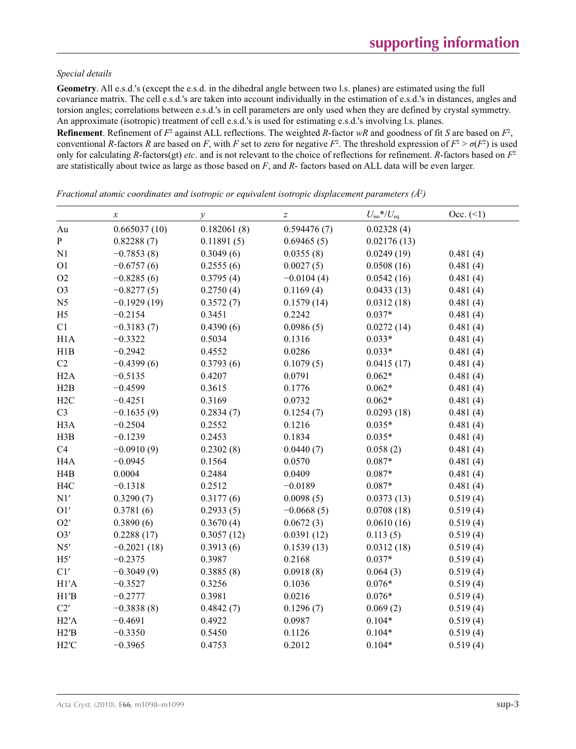*Special details*

**Geometry**. All e.s.d.'s (except the e.s.d. in the dihedral angle between two l.s. planes) are estimated using the full covariance matrix. The cell e.s.d.'s are taken into account individually in the estimation of e.s.d.'s in distances, angles and torsion angles; correlations between e.s.d.'s in cell parameters are only used when they are defined by crystal symmetry. An approximate (isotropic) treatment of cell e.s.d.'s is used for estimating e.s.d.'s involving l.s. planes.

**Refinement**. Refinement of $F^2$ against ALL reflections. The weighted $R$-factor $wR$ and goodness of fit $S$ are based on $F^2$, conventional $R$-factors $R$ are based on $F$, with $F$ set to zero for negative $F^2$. The threshold expression of $F^2 > \sigma(F^2)$ is used only for calculating $R$-factors(gt) *etc*. and is not relevant to the choice of reflections for refinement. $R$-factors based on $F^2$ are statistically about twice as large as those based on $F$, and $R$- factors based on ALL data will be even larger.

*Fractional atomic coordinates and isotropic or equivalent isotropic displacement parameters (Å$^2$)*

| | $x$ | $y$ | $z$ | $U_{iso}$\*/$U_{eq}$ | Occ. (<1) |
|---|---|---|---|---|---|
| Au | 0.665037 (10) | 0.182061 (8) | 0.594476 (7) | 0.02328 (4) | |
| P | 0.82288 (7) | 0.11891 (5) | 0.69465 (5) | 0.02176 (13) | |
| N1 | −0.7853 (8) | 0.3049 (6) | 0.0355 (8) | 0.0249 (19) | 0.481 (4) |
| O1 | −0.6757 (6) | 0.2555 (6) | 0.0027 (5) | 0.0508 (16) | 0.481 (4) |
| O2 | −0.8285 (6) | 0.3795 (4) | −0.0104 (4) | 0.0542 (16) | 0.481 (4) |
| O3 | −0.8277 (5) | 0.2750 (4) | 0.1169 (4) | 0.0433 (13) | 0.481 (4) |
| N5 | −0.1929 (19) | 0.3572 (7) | 0.1579 (14) | 0.0312 (18) | 0.481 (4) |
| H5 | −0.2154 | 0.3451 | 0.2242 | 0.037* | 0.481 (4) |
| C1 | −0.3183 (7) | 0.4390 (6) | 0.0986 (5) | 0.0272 (14) | 0.481 (4) |
| H1A | −0.3322 | 0.5034 | 0.1316 | 0.033* | 0.481 (4) |
| H1B | −0.2942 | 0.4552 | 0.0286 | 0.033* | 0.481 (4) |
| C2 | −0.4399 (6) | 0.3793 (6) | 0.1079 (5) | 0.0415 (17) | 0.481 (4) |
| H2A | −0.5135 | 0.4207 | 0.0791 | 0.062* | 0.481 (4) |
| H2B | −0.4599 | 0.3615 | 0.1776 | 0.062* | 0.481 (4) |
| H2C | −0.4251 | 0.3169 | 0.0732 | 0.062* | 0.481 (4) |
| C3 | −0.1635 (9) | 0.2834 (7) | 0.1254 (7) | 0.0293 (18) | 0.481 (4) |
| H3A | −0.2504 | 0.2552 | 0.1216 | 0.035* | 0.481 (4) |
| H3B | −0.1239 | 0.2453 | 0.1834 | 0.035* | 0.481 (4) |
| C4 | −0.0910 (9) | 0.2302 (8) | 0.0440 (7) | 0.058 (2) | 0.481 (4) |
| H4A | −0.0945 | 0.1564 | 0.0570 | 0.087* | 0.481 (4) |
| H4B | 0.0004 | 0.2484 | 0.0409 | 0.087* | 0.481 (4) |
| H4C | −0.1318 | 0.2512 | −0.0189 | 0.087* | 0.481 (4) |
| N1′ | 0.3290 (7) | 0.3177 (6) | 0.0098 (5) | 0.0373 (13) | 0.519 (4) |
| O1′ | 0.3781 (6) | 0.2933 (5) | −0.0668 (5) | 0.0708 (18) | 0.519 (4) |
| O2′ | 0.3890 (6) | 0.3670 (4) | 0.0672 (3) | 0.0610 (16) | 0.519 (4) |
| O3′ | 0.2288 (17) | 0.3057 (12) | 0.0391 (12) | 0.113 (5) | 0.519 (4) |
| N5′ | −0.2021 (18) | 0.3913 (6) | 0.1539 (13) | 0.0312 (18) | 0.519 (4) |
| H5′ | −0.2375 | 0.3987 | 0.2168 | 0.037* | 0.519 (4) |
| C1′ | −0.3049 (9) | 0.3885 (8) | 0.0918 (8) | 0.064 (3) | 0.519 (4) |
| H1′A | −0.3527 | 0.3256 | 0.1036 | 0.076* | 0.519 (4) |
| H1′B | −0.2777 | 0.3981 | 0.0216 | 0.076* | 0.519 (4) |
| C2′ | −0.3838 (8) | 0.4842 (7) | 0.1296 (7) | 0.069 (2) | 0.519 (4) |
| H2′A | −0.4691 | 0.4922 | 0.0987 | 0.104* | 0.519 (4) |
| H2′B | −0.3350 | 0.5450 | 0.1126 | 0.104* | 0.519 (4) |
| H2′C | −0.3965 | 0.4753 | 0.2012 | 0.104* | 0.519 (4) |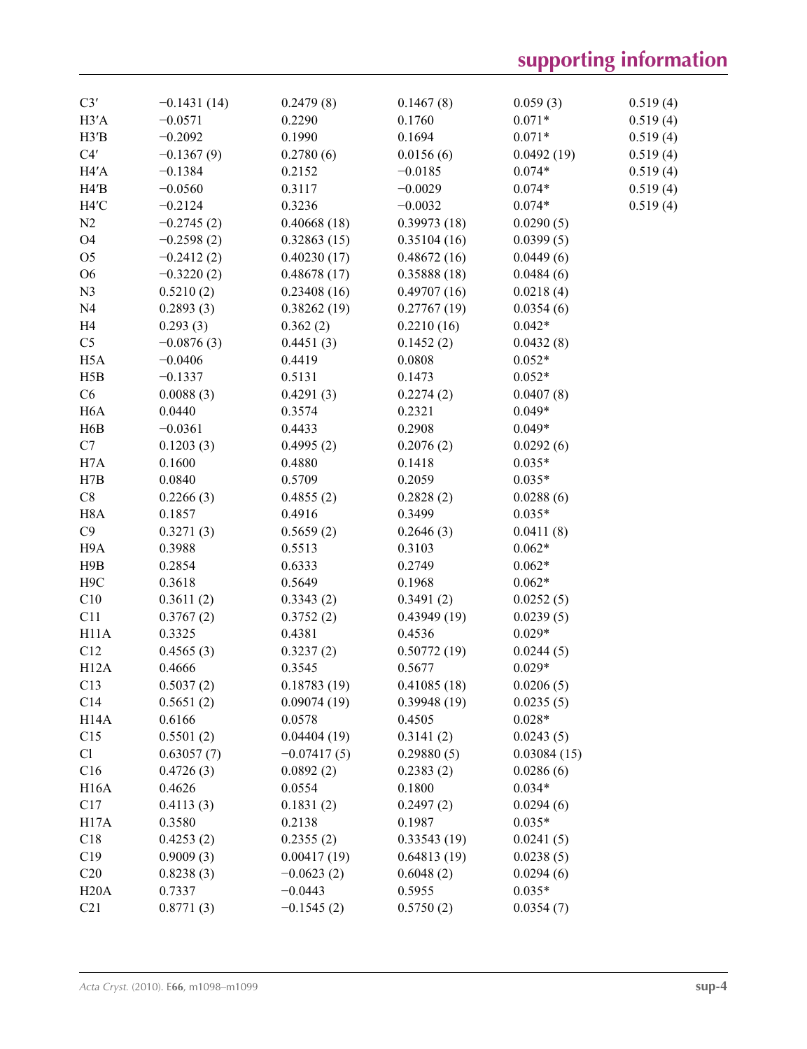| | | | | | |
|---|---|---|---|---|---|
| C3′ | −0.1431 (14) | 0.2479 (8) | 0.1467 (8) | 0.059 (3) | 0.519 (4) |
| H3′A | −0.0571 | 0.2290 | 0.1760 | 0.071* | 0.519 (4) |
| H3′B | −0.2092 | 0.1990 | 0.1694 | 0.071* | 0.519 (4) |
| C4′ | −0.1367 (9) | 0.2780 (6) | 0.0156 (6) | 0.0492 (19) | 0.519 (4) |
| H4′A | −0.1384 | 0.2152 | −0.0185 | 0.074* | 0.519 (4) |
| H4′B | −0.0560 | 0.3117 | −0.0029 | 0.074* | 0.519 (4) |
| H4′C | −0.2124 | 0.3236 | −0.0032 | 0.074* | 0.519 (4) |
| N2 | −0.2745 (2) | 0.40668 (18) | 0.39973 (18) | 0.0290 (5) | |
| O4 | −0.2598 (2) | 0.32863 (15) | 0.35104 (16) | 0.0399 (5) | |
| O5 | −0.2412 (2) | 0.40230 (17) | 0.48672 (16) | 0.0449 (6) | |
| O6 | −0.3220 (2) | 0.48678 (17) | 0.35888 (18) | 0.0484 (6) | |
| N3 | 0.5210 (2) | 0.23408 (16) | 0.49707 (16) | 0.0218 (4) | |
| N4 | 0.2893 (3) | 0.38262 (19) | 0.27767 (19) | 0.0354 (6) | |
| H4 | 0.293 (3) | 0.362 (2) | 0.2210 (16) | 0.042* | |
| C5 | −0.0876 (3) | 0.4451 (3) | 0.1452 (2) | 0.0432 (8) | |
| H5A | −0.0406 | 0.4419 | 0.0808 | 0.052* | |
| H5B | −0.1337 | 0.5131 | 0.1473 | 0.052* | |
| C6 | 0.0088 (3) | 0.4291 (3) | 0.2274 (2) | 0.0407 (8) | |
| H6A | 0.0440 | 0.3574 | 0.2321 | 0.049* | |
| H6B | −0.0361 | 0.4433 | 0.2908 | 0.049* | |
| C7 | 0.1203 (3) | 0.4995 (2) | 0.2076 (2) | 0.0292 (6) | |
| H7A | 0.1600 | 0.4880 | 0.1418 | 0.035* | |
| H7B | 0.0840 | 0.5709 | 0.2059 | 0.035* | |
| C8 | 0.2266 (3) | 0.4855 (2) | 0.2828 (2) | 0.0288 (6) | |
| H8A | 0.1857 | 0.4916 | 0.3499 | 0.035* | |
| C9 | 0.3271 (3) | 0.5659 (2) | 0.2646 (3) | 0.0411 (8) | |
| H9A | 0.3988 | 0.5513 | 0.3103 | 0.062* | |
| H9B | 0.2854 | 0.6333 | 0.2749 | 0.062* | |
| H9C | 0.3618 | 0.5649 | 0.1968 | 0.062* | |
| C10 | 0.3611 (2) | 0.3343 (2) | 0.3491 (2) | 0.0252 (5) | |
| C11 | 0.3767 (2) | 0.3752 (2) | 0.43949 (19) | 0.0239 (5) | |
| H11A | 0.3325 | 0.4381 | 0.4536 | 0.029* | |
| C12 | 0.4565 (3) | 0.3237 (2) | 0.50772 (19) | 0.0244 (5) | |
| H12A | 0.4666 | 0.3545 | 0.5677 | 0.029* | |
| C13 | 0.5037 (2) | 0.18783 (19) | 0.41085 (18) | 0.0206 (5) | |
| C14 | 0.5651 (2) | 0.09074 (19) | 0.39948 (19) | 0.0235 (5) | |
| H14A | 0.6166 | 0.0578 | 0.4505 | 0.028* | |
| C15 | 0.5501 (2) | 0.04404 (19) | 0.3141 (2) | 0.0243 (5) | |
| Cl | 0.63057 (7) | −0.07417 (5) | 0.29880 (5) | 0.03084 (15) | |
| C16 | 0.4726 (3) | 0.0892 (2) | 0.2383 (2) | 0.0286 (6) | |
| H16A | 0.4626 | 0.0554 | 0.1800 | 0.034* | |
| C17 | 0.4113 (3) | 0.1831 (2) | 0.2497 (2) | 0.0294 (6) | |
| H17A | 0.3580 | 0.2138 | 0.1987 | 0.035* | |
| C18 | 0.4253 (2) | 0.2355 (2) | 0.33543 (19) | 0.0241 (5) | |
| C19 | 0.9009 (3) | 0.00417 (19) | 0.64813 (19) | 0.0238 (5) | |
| C20 | 0.8238 (3) | −0.0623 (2) | 0.6048 (2) | 0.0294 (6) | |
| H20A | 0.7337 | −0.0443 | 0.5955 | 0.035* | |
| C21 | 0.8771 (3) | −0.1545 (2) | 0.5750 (2) | 0.0354 (7) | |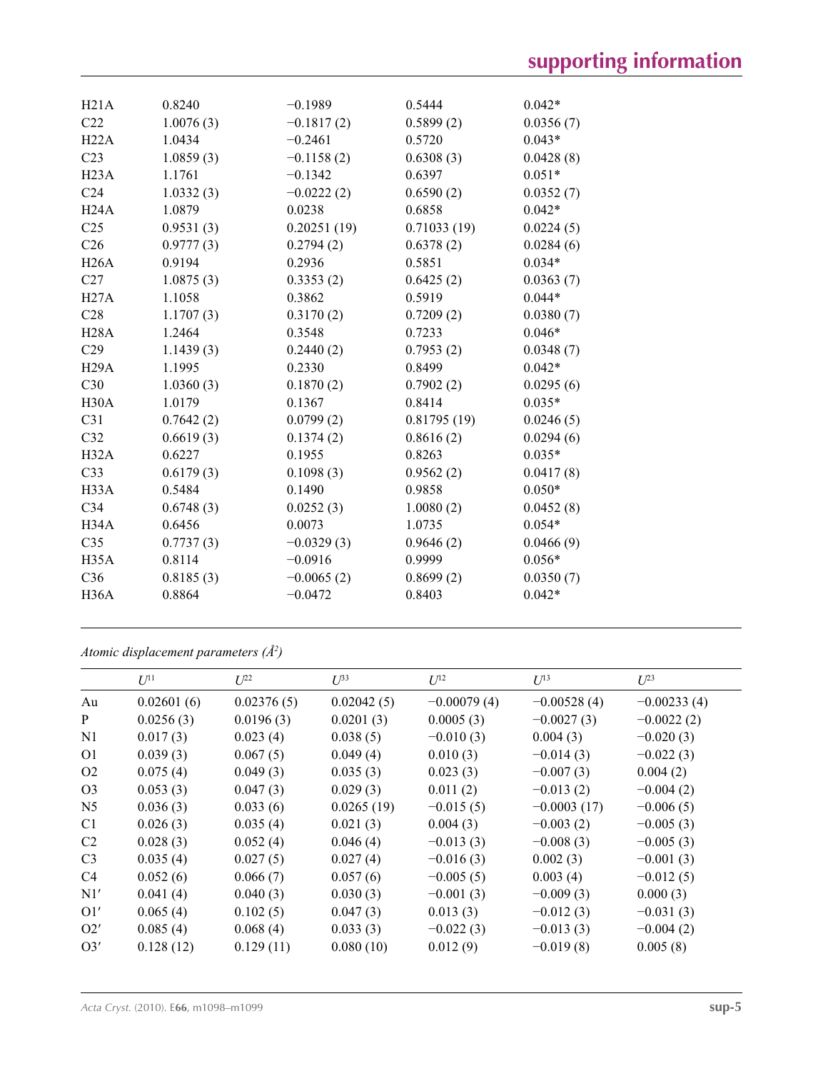| | | | | |
|---|---|---|---|---|
| H21A | 0.8240 | −0.1989 | 0.5444 | 0.042* |
| C22 | 1.0076 (3) | −0.1817 (2) | 0.5899 (2) | 0.0356 (7) |
| H22A | 1.0434 | −0.2461 | 0.5720 | 0.043* |
| C23 | 1.0859 (3) | −0.1158 (2) | 0.6308 (3) | 0.0428 (8) |
| H23A | 1.1761 | −0.1342 | 0.6397 | 0.051* |
| C24 | 1.0332 (3) | −0.0222 (2) | 0.6590 (2) | 0.0352 (7) |
| H24A | 1.0879 | 0.0238 | 0.6858 | 0.042* |
| C25 | 0.9531 (3) | 0.20251 (19) | 0.71033 (19) | 0.0224 (5) |
| C26 | 0.9777 (3) | 0.2794 (2) | 0.6378 (2) | 0.0284 (6) |
| H26A | 0.9194 | 0.2936 | 0.5851 | 0.034* |
| C27 | 1.0875 (3) | 0.3353 (2) | 0.6425 (2) | 0.0363 (7) |
| H27A | 1.1058 | 0.3862 | 0.5919 | 0.044* |
| C28 | 1.1707 (3) | 0.3170 (2) | 0.7209 (2) | 0.0380 (7) |
| H28A | 1.2464 | 0.3548 | 0.7233 | 0.046* |
| C29 | 1.1439 (3) | 0.2440 (2) | 0.7953 (2) | 0.0348 (7) |
| H29A | 1.1995 | 0.2330 | 0.8499 | 0.042* |
| C30 | 1.0360 (3) | 0.1870 (2) | 0.7902 (2) | 0.0295 (6) |
| H30A | 1.0179 | 0.1367 | 0.8414 | 0.035* |
| C31 | 0.7642 (2) | 0.0799 (2) | 0.81795 (19) | 0.0246 (5) |
| C32 | 0.6619 (3) | 0.1374 (2) | 0.8616 (2) | 0.0294 (6) |
| H32A | 0.6227 | 0.1955 | 0.8263 | 0.035* |
| C33 | 0.6179 (3) | 0.1098 (3) | 0.9562 (2) | 0.0417 (8) |
| H33A | 0.5484 | 0.1490 | 0.9858 | 0.050* |
| C34 | 0.6748 (3) | 0.0252 (3) | 1.0080 (2) | 0.0452 (8) |
| H34A | 0.6456 | 0.0073 | 1.0735 | 0.054* |
| C35 | 0.7737 (3) | −0.0329 (3) | 0.9646 (2) | 0.0466 (9) |
| H35A | 0.8114 | −0.0916 | 0.9999 | 0.056* |
| C36 | 0.8185 (3) | −0.0065 (2) | 0.8699 (2) | 0.0350 (7) |
| H36A | 0.8864 | −0.0472 | 0.8403 | 0.042* |

*Atomic displacement parameters (Å$^2$)*

| | $U^{11}$ | $U^{22}$ | $U^{33}$ | $U^{12}$ | $U^{13}$ | $U^{23}$ |
|---|---|---|---|---|---|---|
| Au | 0.02601 (6) | 0.02376 (5) | 0.02042 (5) | −0.00079 (4) | −0.00528 (4) | −0.00233 (4) |
| P | 0.0256 (3) | 0.0196 (3) | 0.0201 (3) | 0.0005 (3) | −0.0027 (3) | −0.0022 (2) |
| N1 | 0.017 (3) | 0.023 (4) | 0.038 (5) | −0.010 (3) | 0.004 (3) | −0.020 (3) |
| O1 | 0.039 (3) | 0.067 (5) | 0.049 (4) | 0.010 (3) | −0.014 (3) | −0.022 (3) |
| O2 | 0.075 (4) | 0.049 (3) | 0.035 (3) | 0.023 (3) | −0.007 (3) | 0.004 (2) |
| O3 | 0.053 (3) | 0.047 (3) | 0.029 (3) | 0.011 (2) | −0.013 (2) | −0.004 (2) |
| N5 | 0.036 (3) | 0.033 (6) | 0.0265 (19) | −0.015 (5) | −0.0003 (17) | −0.006 (5) |
| C1 | 0.026 (3) | 0.035 (4) | 0.021 (3) | 0.004 (3) | −0.003 (2) | −0.005 (3) |
| C2 | 0.028 (3) | 0.052 (4) | 0.046 (4) | −0.013 (3) | −0.008 (3) | −0.005 (3) |
| C3 | 0.035 (4) | 0.027 (5) | 0.027 (4) | −0.016 (3) | 0.002 (3) | −0.001 (3) |
| C4 | 0.052 (6) | 0.066 (7) | 0.057 (6) | −0.005 (5) | 0.003 (4) | −0.012 (5) |
| N1′ | 0.041 (4) | 0.040 (3) | 0.030 (3) | −0.001 (3) | −0.009 (3) | 0.000 (3) |
| O1′ | 0.065 (4) | 0.102 (5) | 0.047 (3) | 0.013 (3) | −0.012 (3) | −0.031 (3) |
| O2′ | 0.085 (4) | 0.068 (4) | 0.033 (3) | −0.022 (3) | −0.013 (3) | −0.004 (2) |
| O3′ | 0.128 (12) | 0.129 (11) | 0.080 (10) | 0.012 (9) | −0.019 (8) | 0.005 (8) |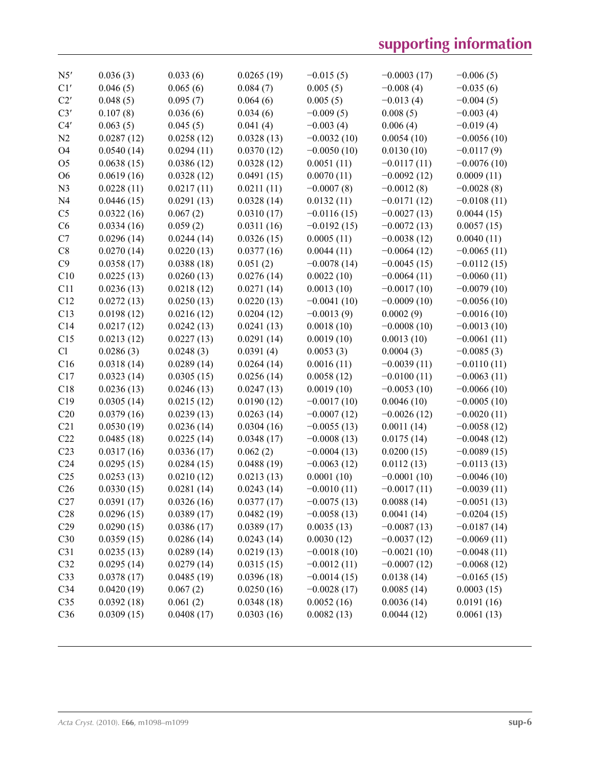| | | | | | | |
|---|---|---|---|---|---|---|
| N5′ | 0.036 (3) | 0.033 (6) | 0.0265 (19) | −0.015 (5) | −0.0003 (17) | −0.006 (5) |
| C1′ | 0.046 (5) | 0.065 (6) | 0.084 (7) | 0.005 (5) | −0.008 (4) | −0.035 (6) |
| C2′ | 0.048 (5) | 0.095 (7) | 0.064 (6) | 0.005 (5) | −0.013 (4) | −0.004 (5) |
| C3′ | 0.107 (8) | 0.036 (6) | 0.034 (6) | −0.009 (5) | 0.008 (5) | −0.003 (4) |
| C4′ | 0.063 (5) | 0.045 (5) | 0.041 (4) | −0.003 (4) | 0.006 (4) | −0.019 (4) |
| N2 | 0.0287 (12) | 0.0258 (12) | 0.0328 (13) | −0.0032 (10) | 0.0054 (10) | −0.0056 (10) |
| O4 | 0.0540 (14) | 0.0294 (11) | 0.0370 (12) | −0.0050 (10) | 0.0130 (10) | −0.0117 (9) |
| O5 | 0.0638 (15) | 0.0386 (12) | 0.0328 (12) | 0.0051 (11) | −0.0117 (11) | −0.0076 (10) |
| O6 | 0.0619 (16) | 0.0328 (12) | 0.0491 (15) | 0.0070 (11) | −0.0092 (12) | 0.0009 (11) |
| N3 | 0.0228 (11) | 0.0217 (11) | 0.0211 (11) | −0.0007 (8) | −0.0012 (8) | −0.0028 (8) |
| N4 | 0.0446 (15) | 0.0291 (13) | 0.0328 (14) | 0.0132 (11) | −0.0171 (12) | −0.0108 (11) |
| C5 | 0.0322 (16) | 0.067 (2) | 0.0310 (17) | −0.0116 (15) | −0.0027 (13) | 0.0044 (15) |
| C6 | 0.0334 (16) | 0.059 (2) | 0.0311 (16) | −0.0192 (15) | −0.0072 (13) | 0.0057 (15) |
| C7 | 0.0296 (14) | 0.0244 (14) | 0.0326 (15) | 0.0005 (11) | −0.0038 (12) | 0.0040 (11) |
| C8 | 0.0270 (14) | 0.0220 (13) | 0.0377 (16) | 0.0044 (11) | −0.0064 (12) | −0.0065 (11) |
| C9 | 0.0358 (17) | 0.0388 (18) | 0.051 (2) | −0.0078 (14) | −0.0045 (15) | −0.0112 (15) |
| C10 | 0.0225 (13) | 0.0260 (13) | 0.0276 (14) | 0.0022 (10) | −0.0064 (11) | −0.0060 (11) |
| C11 | 0.0236 (13) | 0.0218 (12) | 0.0271 (14) | 0.0013 (10) | −0.0017 (10) | −0.0079 (10) |
| C12 | 0.0272 (13) | 0.0250 (13) | 0.0220 (13) | −0.0041 (10) | −0.0009 (10) | −0.0056 (10) |
| C13 | 0.0198 (12) | 0.0216 (12) | 0.0204 (12) | −0.0013 (9) | 0.0002 (9) | −0.0016 (10) |
| C14 | 0.0217 (12) | 0.0242 (13) | 0.0241 (13) | 0.0018 (10) | −0.0008 (10) | −0.0013 (10) |
| C15 | 0.0213 (12) | 0.0227 (13) | 0.0291 (14) | 0.0019 (10) | 0.0013 (10) | −0.0061 (11) |
| Cl | 0.0286 (3) | 0.0248 (3) | 0.0391 (4) | 0.0053 (3) | 0.0004 (3) | −0.0085 (3) |
| C16 | 0.0318 (14) | 0.0289 (14) | 0.0264 (14) | 0.0016 (11) | −0.0039 (11) | −0.0110 (11) |
| C17 | 0.0323 (14) | 0.0305 (15) | 0.0256 (14) | 0.0058 (12) | −0.0100 (11) | −0.0063 (11) |
| C18 | 0.0236 (13) | 0.0246 (13) | 0.0247 (13) | 0.0019 (10) | −0.0053 (10) | −0.0066 (10) |
| C19 | 0.0305 (14) | 0.0215 (12) | 0.0190 (12) | −0.0017 (10) | 0.0046 (10) | −0.0005 (10) |
| C20 | 0.0379 (16) | 0.0239 (13) | 0.0263 (14) | −0.0007 (12) | −0.0026 (12) | −0.0020 (11) |
| C21 | 0.0530 (19) | 0.0236 (14) | 0.0304 (16) | −0.0055 (13) | 0.0011 (14) | −0.0058 (12) |
| C22 | 0.0485 (18) | 0.0225 (14) | 0.0348 (17) | −0.0008 (13) | 0.0175 (14) | −0.0048 (12) |
| C23 | 0.0317 (16) | 0.0336 (17) | 0.062 (2) | −0.0004 (13) | 0.0200 (15) | −0.0089 (15) |
| C24 | 0.0295 (15) | 0.0284 (15) | 0.0488 (19) | −0.0063 (12) | 0.0112 (13) | −0.0113 (13) |
| C25 | 0.0253 (13) | 0.0210 (12) | 0.0213 (13) | 0.0001 (10) | −0.0001 (10) | −0.0046 (10) |
| C26 | 0.0330 (15) | 0.0281 (14) | 0.0243 (14) | −0.0010 (11) | −0.0017 (11) | −0.0039 (11) |
| C27 | 0.0391 (17) | 0.0326 (16) | 0.0377 (17) | −0.0075 (13) | 0.0088 (14) | −0.0051 (13) |
| C28 | 0.0296 (15) | 0.0389 (17) | 0.0482 (19) | −0.0058 (13) | 0.0041 (14) | −0.0204 (15) |
| C29 | 0.0290 (15) | 0.0386 (17) | 0.0389 (17) | 0.0035 (13) | −0.0087 (13) | −0.0187 (14) |
| C30 | 0.0359 (15) | 0.0286 (14) | 0.0243 (14) | 0.0030 (12) | −0.0037 (12) | −0.0069 (11) |
| C31 | 0.0235 (13) | 0.0289 (14) | 0.0219 (13) | −0.0018 (10) | −0.0021 (10) | −0.0048 (11) |
| C32 | 0.0295 (14) | 0.0279 (14) | 0.0315 (15) | −0.0012 (11) | −0.0007 (12) | −0.0068 (12) |
| C33 | 0.0378 (17) | 0.0485 (19) | 0.0396 (18) | −0.0014 (15) | 0.0138 (14) | −0.0165 (15) |
| C34 | 0.0420 (19) | 0.067 (2) | 0.0250 (16) | −0.0028 (17) | 0.0085 (14) | 0.0003 (15) |
| C35 | 0.0392 (18) | 0.061 (2) | 0.0348 (18) | 0.0052 (16) | 0.0036 (14) | 0.0191 (16) |
| C36 | 0.0309 (15) | 0.0408 (17) | 0.0303 (16) | 0.0082 (13) | 0.0044 (12) | 0.0061 (13) |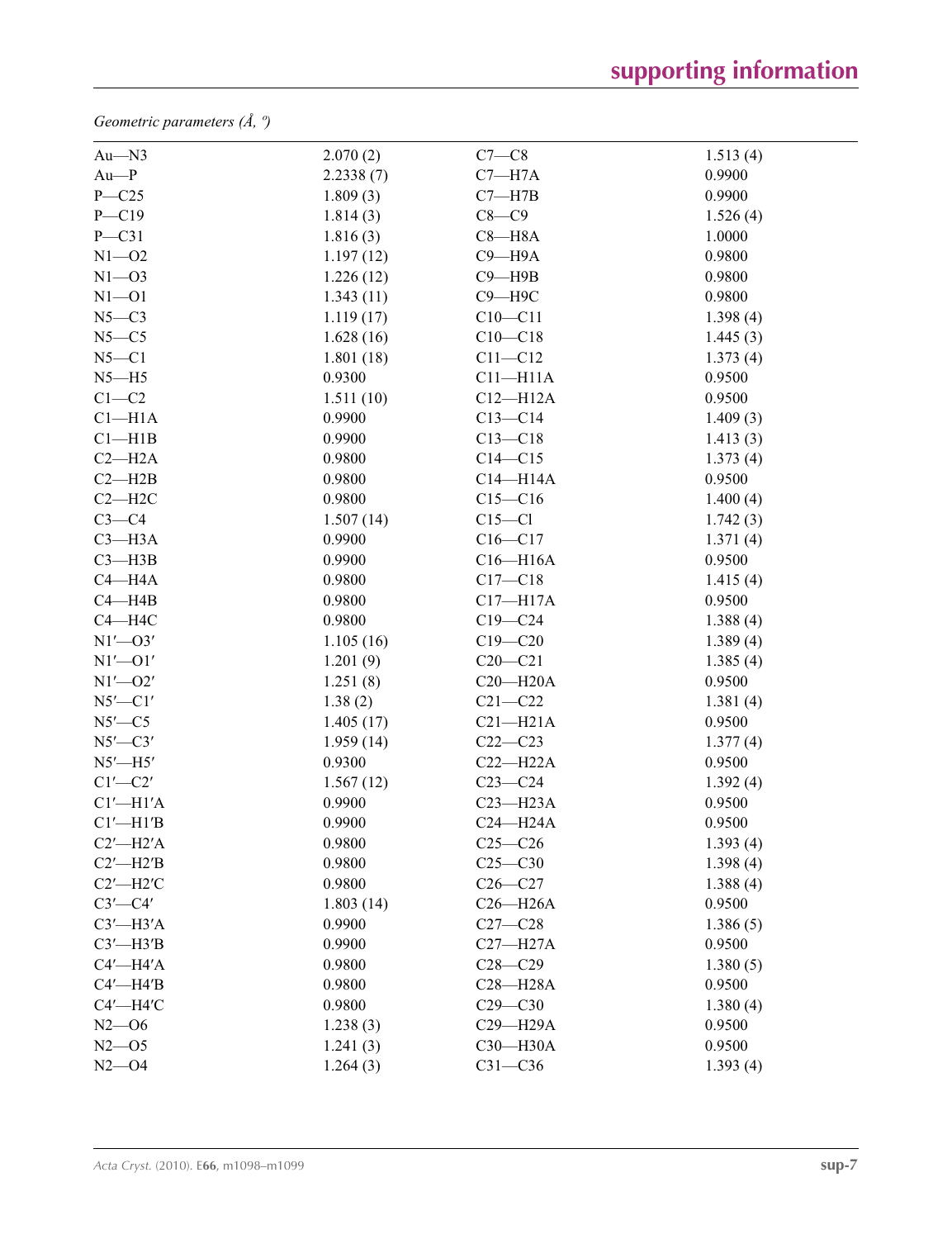*Geometric parameters (Å, º)*

| | | | |
|---|---|---|---|
| Au—N3 | 2.070 (2) | C7—C8 | 1.513 (4) |
| Au—P | 2.2338 (7) | C7—H7A | 0.9900 |
| P—C25 | 1.809 (3) | C7—H7B | 0.9900 |
| P—C19 | 1.814 (3) | C8—C9 | 1.526 (4) |
| P—C31 | 1.816 (3) | C8—H8A | 1.0000 |
| N1—O2 | 1.197 (12) | C9—H9A | 0.9800 |
| N1—O3 | 1.226 (12) | C9—H9B | 0.9800 |
| N1—O1 | 1.343 (11) | C9—H9C | 0.9800 |
| N5—C3 | 1.119 (17) | C10—C11 | 1.398 (4) |
| N5—C5 | 1.628 (16) | C10—C18 | 1.445 (3) |
| N5—C1 | 1.801 (18) | C11—C12 | 1.373 (4) |
| N5—H5 | 0.9300 | C11—H11A | 0.9500 |
| C1—C2 | 1.511 (10) | C12—H12A | 0.9500 |
| C1—H1A | 0.9900 | C13—C14 | 1.409 (3) |
| C1—H1B | 0.9900 | C13—C18 | 1.413 (3) |
| C2—H2A | 0.9800 | C14—C15 | 1.373 (4) |
| C2—H2B | 0.9800 | C14—H14A | 0.9500 |
| C2—H2C | 0.9800 | C15—C16 | 1.400 (4) |
| C3—C4 | 1.507 (14) | C15—Cl | 1.742 (3) |
| C3—H3A | 0.9900 | C16—C17 | 1.371 (4) |
| C3—H3B | 0.9900 | C16—H16A | 0.9500 |
| C4—H4A | 0.9800 | C17—C18 | 1.415 (4) |
| C4—H4B | 0.9800 | C17—H17A | 0.9500 |
| C4—H4C | 0.9800 | C19—C24 | 1.388 (4) |
| N1′—O3′ | 1.105 (16) | C19—C20 | 1.389 (4) |
| N1′—O1′ | 1.201 (9) | C20—C21 | 1.385 (4) |
| N1′—O2′ | 1.251 (8) | C20—H20A | 0.9500 |
| N5′—C1′ | 1.38 (2) | C21—C22 | 1.381 (4) |
| N5′—C5 | 1.405 (17) | C21—H21A | 0.9500 |
| N5′—C3′ | 1.959 (14) | C22—C23 | 1.377 (4) |
| N5′—H5′ | 0.9300 | C22—H22A | 0.9500 |
| C1′—C2′ | 1.567 (12) | C23—C24 | 1.392 (4) |
| C1′—H1′A | 0.9900 | C23—H23A | 0.9500 |
| C1′—H1′B | 0.9900 | C24—H24A | 0.9500 |
| C2′—H2′A | 0.9800 | C25—C26 | 1.393 (4) |
| C2′—H2′B | 0.9800 | C25—C30 | 1.398 (4) |
| C2′—H2′C | 0.9800 | C26—C27 | 1.388 (4) |
| C3′—C4′ | 1.803 (14) | C26—H26A | 0.9500 |
| C3′—H3′A | 0.9900 | C27—C28 | 1.386 (5) |
| C3′—H3′B | 0.9900 | C27—H27A | 0.9500 |
| C4′—H4′A | 0.9800 | C28—C29 | 1.380 (5) |
| C4′—H4′B | 0.9800 | C28—H28A | 0.9500 |
| C4′—H4′C | 0.9800 | C29—C30 | 1.380 (4) |
| N2—O6 | 1.238 (3) | C29—H29A | 0.9500 |
| N2—O5 | 1.241 (3) | C30—H30A | 0.9500 |
| N2—O4 | 1.264 (3) | C31—C36 | 1.393 (4) |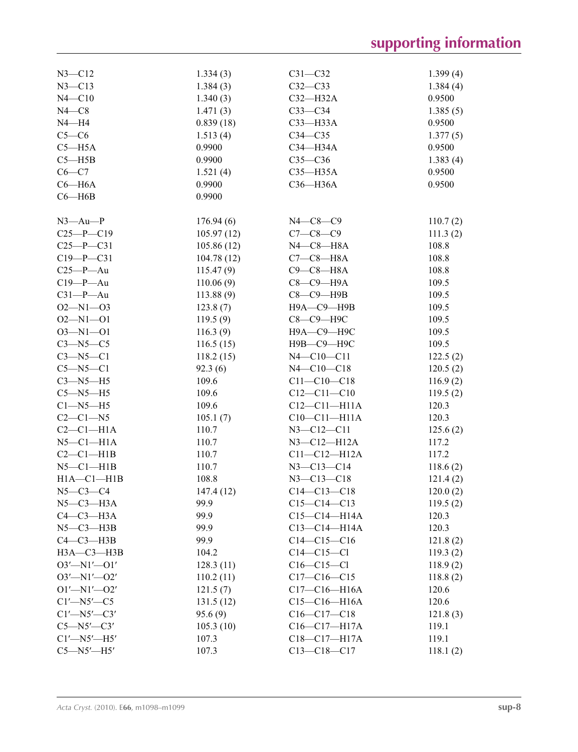| | | | |
|---|---|---|---|
| N3—C12 | 1.334 (3) | C31—C32 | 1.399 (4) |
| N3—C13 | 1.384 (3) | C32—C33 | 1.384 (4) |
| N4—C10 | 1.340 (3) | C32—H32A | 0.9500 |
| N4—C8 | 1.471 (3) | C33—C34 | 1.385 (5) |
| N4—H4 | 0.839 (18) | C33—H33A | 0.9500 |
| C5—C6 | 1.513 (4) | C34—C35 | 1.377 (5) |
| C5—H5A | 0.9900 | C34—H34A | 0.9500 |
| C5—H5B | 0.9900 | C35—C36 | 1.383 (4) |
| C6—C7 | 1.521 (4) | C35—H35A | 0.9500 |
| C6—H6A | 0.9900 | C36—H36A | 0.9500 |
| C6—H6B | 0.9900 | | |

| | | | |
|---|---|---|---|
| N3—Au—P | 176.94 (6) | N4—C8—C9 | 110.7 (2) |
| C25—P—C19 | 105.97 (12) | C7—C8—C9 | 111.3 (2) |
| C25—P—C31 | 105.86 (12) | N4—C8—H8A | 108.8 |
| C19—P—C31 | 104.78 (12) | C7—C8—H8A | 108.8 |
| C25—P—Au | 115.47 (9) | C9—C8—H8A | 108.8 |
| C19—P—Au | 110.06 (9) | C8—C9—H9A | 109.5 |
| C31—P—Au | 113.88 (9) | C8—C9—H9B | 109.5 |
| O2—N1—O3 | 123.8 (7) | H9A—C9—H9B | 109.5 |
| O2—N1—O1 | 119.5 (9) | C8—C9—H9C | 109.5 |
| O3—N1—O1 | 116.3 (9) | H9A—C9—H9C | 109.5 |
| C3—N5—C5 | 116.5 (15) | H9B—C9—H9C | 109.5 |
| C3—N5—C1 | 118.2 (15) | N4—C10—C11 | 122.5 (2) |
| C5—N5—C1 | 92.3 (6) | N4—C10—C18 | 120.5 (2) |
| C3—N5—H5 | 109.6 | C11—C10—C18 | 116.9 (2) |
| C5—N5—H5 | 109.6 | C12—C11—C10 | 119.5 (2) |
| C1—N5—H5 | 109.6 | C12—C11—H11A | 120.3 |
| C2—C1—N5 | 105.1 (7) | C10—C11—H11A | 120.3 |
| C2—C1—H1A | 110.7 | N3—C12—C11 | 125.6 (2) |
| N5—C1—H1A | 110.7 | N3—C12—H12A | 117.2 |
| C2—C1—H1B | 110.7 | C11—C12—H12A | 117.2 |
| N5—C1—H1B | 110.7 | N3—C13—C14 | 118.6 (2) |
| H1A—C1—H1B | 108.8 | N3—C13—C18 | 121.4 (2) |
| N5—C3—C4 | 147.4 (12) | C14—C13—C18 | 120.0 (2) |
| N5—C3—H3A | 99.9 | C15—C14—C13 | 119.5 (2) |
| C4—C3—H3A | 99.9 | C15—C14—H14A | 120.3 |
| N5—C3—H3B | 99.9 | C13—C14—H14A | 120.3 |
| C4—C3—H3B | 99.9 | C14—C15—C16 | 121.8 (2) |
| H3A—C3—H3B | 104.2 | C14—C15—Cl | 119.3 (2) |
| O3′—N1′—O1′ | 128.3 (11) | C16—C15—Cl | 118.9 (2) |
| O3′—N1′—O2′ | 110.2 (11) | C17—C16—C15 | 118.8 (2) |
| O1′—N1′—O2′ | 121.5 (7) | C17—C16—H16A | 120.6 |
| C1′—N5′—C5 | 131.5 (12) | C15—C16—H16A | 120.6 |
| C1′—N5′—C3′ | 95.6 (9) | C16—C17—C18 | 121.8 (3) |
| C5—N5′—C3′ | 105.3 (10) | C16—C17—H17A | 119.1 |
| C1′—N5′—H5′ | 107.3 | C18—C17—H17A | 119.1 |
| C5—N5′—H5′ | 107.3 | C13—C18—C17 | 118.1 (2) |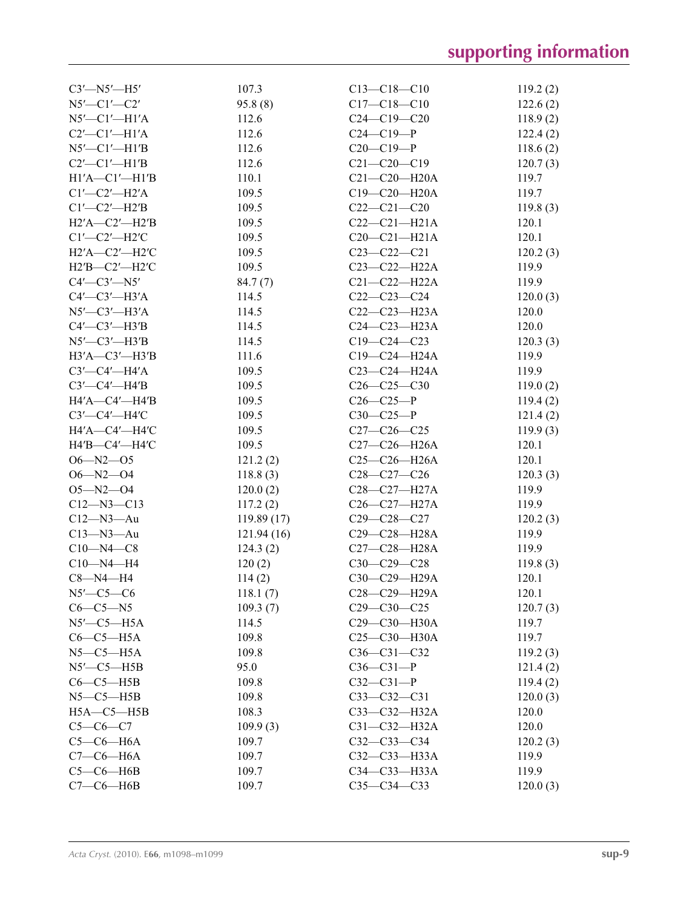| | | | |
|---|---|---|---|
| C3′—N5′—H5′ | 107.3 | C13—C18—C10 | 119.2 (2) |
| N5′—C1′—C2′ | 95.8 (8) | C17—C18—C10 | 122.6 (2) |
| N5′—C1′—H1′A | 112.6 | C24—C19—C20 | 118.9 (2) |
| C2′—C1′—H1′A | 112.6 | C24—C19—P | 122.4 (2) |
| N5′—C1′—H1′B | 112.6 | C20—C19—P | 118.6 (2) |
| C2′—C1′—H1′B | 112.6 | C21—C20—C19 | 120.7 (3) |
| H1′A—C1′—H1′B | 110.1 | C21—C20—H20A | 119.7 |
| C1′—C2′—H2′A | 109.5 | C19—C20—H20A | 119.7 |
| C1′—C2′—H2′B | 109.5 | C22—C21—C20 | 119.8 (3) |
| H2′A—C2′—H2′B | 109.5 | C22—C21—H21A | 120.1 |
| C1′—C2′—H2′C | 109.5 | C20—C21—H21A | 120.1 |
| H2′A—C2′—H2′C | 109.5 | C23—C22—C21 | 120.2 (3) |
| H2′B—C2′—H2′C | 109.5 | C23—C22—H22A | 119.9 |
| C4′—C3′—N5′ | 84.7 (7) | C21—C22—H22A | 119.9 |
| C4′—C3′—H3′A | 114.5 | C22—C23—C24 | 120.0 (3) |
| N5′—C3′—H3′A | 114.5 | C22—C23—H23A | 120.0 |
| C4′—C3′—H3′B | 114.5 | C24—C23—H23A | 120.0 |
| N5′—C3′—H3′B | 114.5 | C19—C24—C23 | 120.3 (3) |
| H3′A—C3′—H3′B | 111.6 | C19—C24—H24A | 119.9 |
| C3′—C4′—H4′A | 109.5 | C23—C24—H24A | 119.9 |
| C3′—C4′—H4′B | 109.5 | C26—C25—C30 | 119.0 (2) |
| H4′A—C4′—H4′B | 109.5 | C26—C25—P | 119.4 (2) |
| C3′—C4′—H4′C | 109.5 | C30—C25—P | 121.4 (2) |
| H4′A—C4′—H4′C | 109.5 | C27—C26—C25 | 119.9 (3) |
| H4′B—C4′—H4′C | 109.5 | C27—C26—H26A | 120.1 |
| O6—N2—O5 | 121.2 (2) | C25—C26—H26A | 120.1 |
| O6—N2—O4 | 118.8 (3) | C28—C27—C26 | 120.3 (3) |
| O5—N2—O4 | 120.0 (2) | C28—C27—H27A | 119.9 |
| C12—N3—C13 | 117.2 (2) | C26—C27—H27A | 119.9 |
| C12—N3—Au | 119.89 (17) | C29—C28—C27 | 120.2 (3) |
| C13—N3—Au | 121.94 (16) | C29—C28—H28A | 119.9 |
| C10—N4—C8 | 124.3 (2) | C27—C28—H28A | 119.9 |
| C10—N4—H4 | 120 (2) | C30—C29—C28 | 119.8 (3) |
| C8—N4—H4 | 114 (2) | C30—C29—H29A | 120.1 |
| N5′—C5—C6 | 118.1 (7) | C28—C29—H29A | 120.1 |
| C6—C5—N5 | 109.3 (7) | C29—C30—C25 | 120.7 (3) |
| N5′—C5—H5A | 114.5 | C29—C30—H30A | 119.7 |
| C6—C5—H5A | 109.8 | C25—C30—H30A | 119.7 |
| N5—C5—H5A | 109.8 | C36—C31—C32 | 119.2 (3) |
| N5′—C5—H5B | 95.0 | C36—C31—P | 121.4 (2) |
| C6—C5—H5B | 109.8 | C32—C31—P | 119.4 (2) |
| N5—C5—H5B | 109.8 | C33—C32—C31 | 120.0 (3) |
| H5A—C5—H5B | 108.3 | C33—C32—H32A | 120.0 |
| C5—C6—C7 | 109.9 (3) | C31—C32—H32A | 120.0 |
| C5—C6—H6A | 109.7 | C32—C33—C34 | 120.2 (3) |
| C7—C6—H6A | 109.7 | C32—C33—H33A | 119.9 |
| C5—C6—H6B | 109.7 | C34—C33—H33A | 119.9 |
| C7—C6—H6B | 109.7 | C35—C34—C33 | 120.0 (3) |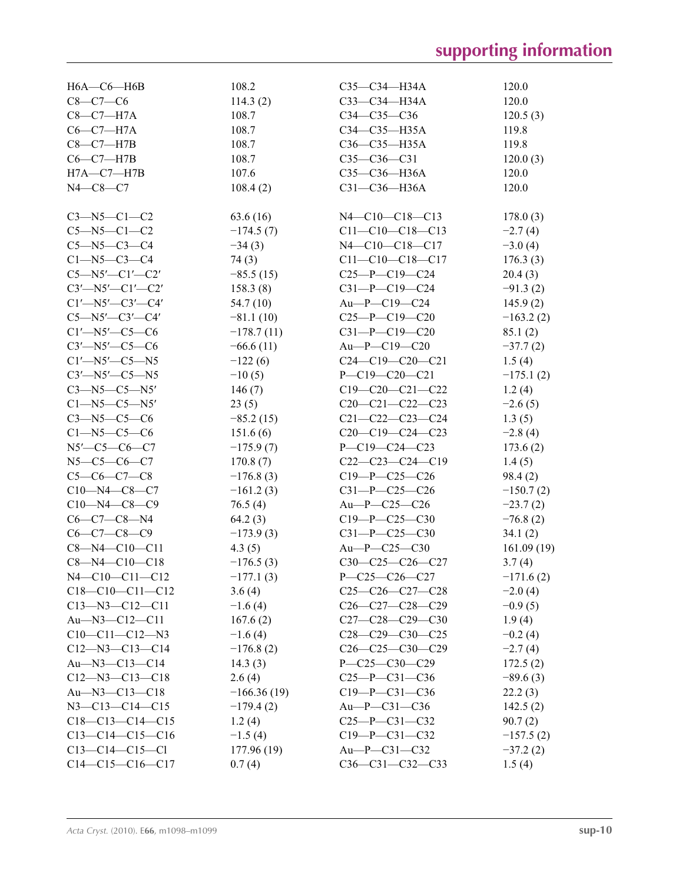| | | | |
|---|---|---|---|
| H6A—C6—H6B | 108.2 | C35—C34—H34A | 120.0 |
| C8—C7—C6 | 114.3 (2) | C33—C34—H34A | 120.0 |
| C8—C7—H7A | 108.7 | C34—C35—C36 | 120.5 (3) |
| C6—C7—H7A | 108.7 | C34—C35—H35A | 119.8 |
| C8—C7—H7B | 108.7 | C36—C35—H35A | 119.8 |
| C6—C7—H7B | 108.7 | C35—C36—C31 | 120.0 (3) |
| H7A—C7—H7B | 107.6 | C35—C36—H36A | 120.0 |
| N4—C8—C7 | 108.4 (2) | C31—C36—H36A | 120.0 |

| | | | |
|---|---|---|---|
| C3—N5—C1—C2 | 63.6 (16) | N4—C10—C18—C13 | 178.0 (3) |
| C5—N5—C1—C2 | −174.5 (7) | C11—C10—C18—C13 | −2.7 (4) |
| C5—N5—C3—C4 | −34 (3) | N4—C10—C18—C17 | −3.0 (4) |
| C1—N5—C3—C4 | 74 (3) | C11—C10—C18—C17 | 176.3 (3) |
| C5—N5′—C1′—C2′ | −85.5 (15) | C25—P—C19—C24 | 20.4 (3) |
| C3′—N5′—C1′—C2′ | 158.3 (8) | C31—P—C19—C24 | −91.3 (2) |
| C1′—N5′—C3′—C4′ | 54.7 (10) | Au—P—C19—C24 | 145.9 (2) |
| C5—N5′—C3′—C4′ | −81.1 (10) | C25—P—C19—C20 | −163.2 (2) |
| C1′—N5′—C5—C6 | −178.7 (11) | C31—P—C19—C20 | 85.1 (2) |
| C3′—N5′—C5—C6 | −66.6 (11) | Au—P—C19—C20 | −37.7 (2) |
| C1′—N5′—C5—N5 | −122 (6) | C24—C19—C20—C21 | 1.5 (4) |
| C3′—N5′—C5—N5 | −10 (5) | P—C19—C20—C21 | −175.1 (2) |
| C3—N5—C5—N5′ | 146 (7) | C19—C20—C21—C22 | 1.2 (4) |
| C1—N5—C5—N5′ | 23 (5) | C20—C21—C22—C23 | −2.6 (5) |
| C3—N5—C5—C6 | −85.2 (15) | C21—C22—C23—C24 | 1.3 (5) |
| C1—N5—C5—C6 | 151.6 (6) | C20—C19—C24—C23 | −2.8 (4) |
| N5′—C5—C6—C7 | −175.9 (7) | P—C19—C24—C23 | 173.6 (2) |
| N5—C5—C6—C7 | 170.8 (7) | C22—C23—C24—C19 | 1.4 (5) |
| C5—C6—C7—C8 | −176.8 (3) | C19—P—C25—C26 | 98.4 (2) |
| C10—N4—C8—C7 | −161.2 (3) | C31—P—C25—C26 | −150.7 (2) |
| C10—N4—C8—C9 | 76.5 (4) | Au—P—C25—C26 | −23.7 (2) |
| C6—C7—C8—N4 | 64.2 (3) | C19—P—C25—C30 | −76.8 (2) |
| C6—C7—C8—C9 | −173.9 (3) | C31—P—C25—C30 | 34.1 (2) |
| C8—N4—C10—C11 | 4.3 (5) | Au—P—C25—C30 | 161.09 (19) |
| C8—N4—C10—C18 | −176.5 (3) | C30—C25—C26—C27 | 3.7 (4) |
| N4—C10—C11—C12 | −177.1 (3) | P—C25—C26—C27 | −171.6 (2) |
| C18—C10—C11—C12 | 3.6 (4) | C25—C26—C27—C28 | −2.0 (4) |
| C13—N3—C12—C11 | −1.6 (4) | C26—C27—C28—C29 | −0.9 (5) |
| Au—N3—C12—C11 | 167.6 (2) | C27—C28—C29—C30 | 1.9 (4) |
| C10—C11—C12—N3 | −1.6 (4) | C28—C29—C30—C25 | −0.2 (4) |
| C12—N3—C13—C14 | −176.8 (2) | C26—C25—C30—C29 | −2.7 (4) |
| Au—N3—C13—C14 | 14.3 (3) | P—C25—C30—C29 | 172.5 (2) |
| C12—N3—C13—C18 | 2.6 (4) | C25—P—C31—C36 | −89.6 (3) |
| Au—N3—C13—C18 | −166.36 (19) | C19—P—C31—C36 | 22.2 (3) |
| N3—C13—C14—C15 | −179.4 (2) | Au—P—C31—C36 | 142.5 (2) |
| C18—C13—C14—C15 | 1.2 (4) | C25—P—C31—C32 | 90.7 (2) |
| C13—C14—C15—C16 | −1.5 (4) | C19—P—C31—C32 | −157.5 (2) |
| C13—C14—C15—Cl | 177.96 (19) | Au—P—C31—C32 | −37.2 (2) |
| C14—C15—C16—C17 | 0.7 (4) | C36—C31—C32—C33 | 1.5 (4) |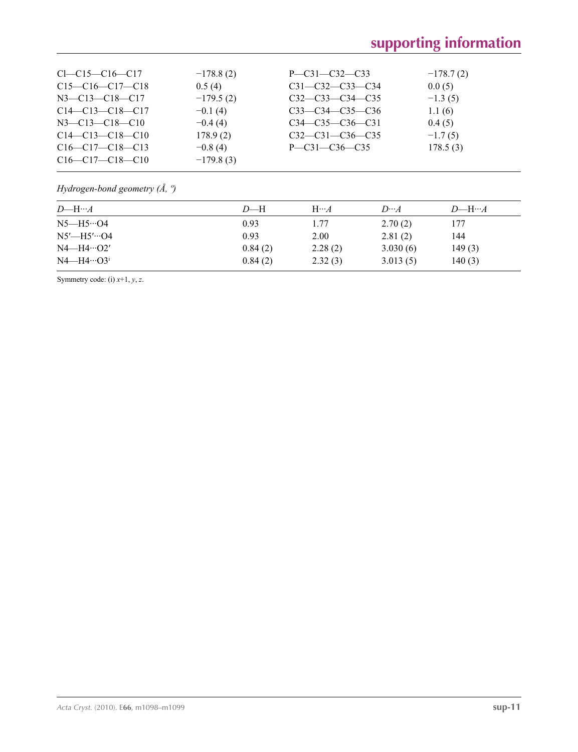| | | | |
|---|---|---|---|
| Cl—C15—C16—C17 | −178.8 (2) | P—C31—C32—C33 | −178.7 (2) |
| C15—C16—C17—C18 | 0.5 (4) | C31—C32—C33—C34 | 0.0 (5) |
| N3—C13—C18—C17 | −179.5 (2) | C32—C33—C34—C35 | −1.3 (5) |
| C14—C13—C18—C17 | −0.1 (4) | C33—C34—C35—C36 | 1.1 (6) |
| N3—C13—C18—C10 | −0.4 (4) | C34—C35—C36—C31 | 0.4 (5) |
| C14—C13—C18—C10 | 178.9 (2) | C32—C31—C36—C35 | −1.7 (5) |
| C16—C17—C18—C13 | −0.8 (4) | P—C31—C36—C35 | 178.5 (3) |
| C16—C17—C18—C10 | −179.8 (3) | | |

*Hydrogen-bond geometry (Å, º)*

| *D*—H···*A* | *D*—H | H···*A* | *D*···*A* | *D*—H···*A* |
|---|---|---|---|---|
| N5—H5···O4 | 0.93 | 1.77 | 2.70 (2) | 177 |
| N5′—H5′···O4 | 0.93 | 2.00 | 2.81 (2) | 144 |
| N4—H4···O2′ | 0.84 (2) | 2.28 (2) | 3.030 (6) | 149 (3) |
| N4—H4···O3[i] | 0.84 (2) | 2.32 (3) | 3.013 (5) | 140 (3) |

Symmetry code: (i) $x+1, y, z$.